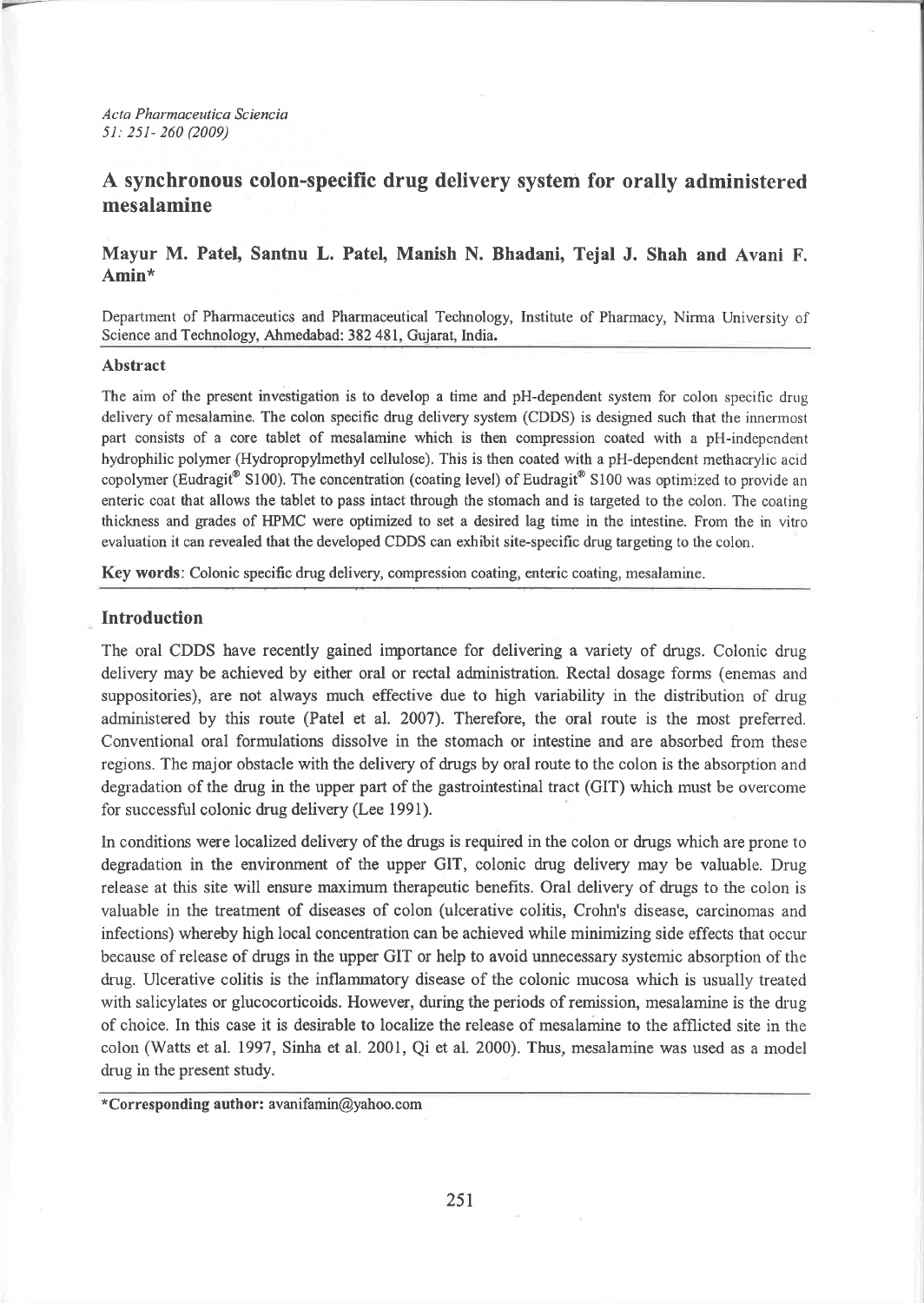# A synchronous colon-specific drug delivery system for orally administered mesalamine

**Mayur M. Patel, Santnu L. Patel, Manish N. Bhadani, Tejal J. Shah and Avani F. Amin***

Department of Pharmaceutics and Pharmaceutical Technology, Institute of Pharmacy, Nirma University of Science and Technology, Ahmedabad: 382 481, Gujarat, India.

## Abstract

The aim of the present investigation is to develop a time and pH-dependent system for colon specific drug delivery of mesalamine. The colon specific drug delivery system (CDDS) is designed such that the innermost part consists of a core tablet of mesalamine which is then compression coated with a pH-independent hydrophilic polymer (Hydropropylmethyl cellulose). This is then coated with a pH-dependent methacrylic acid copolymer (Eudragit® S100). The concentration (coating level) of Eudragit® S100 was optimized to provide an enteric coat that allows the tablet to pass intact through the stomach and is targeted to the colon. The coating thickness and grades of HPMC were optimized to set a desired lag time in the intestine. From the in vitro evaluation it can revealed that the developed CDDS can exhibit site-specific drug targeting to the colon.

**Key words**: Colonic specific drug delivery, compression coating, enteric coating, mesalamine.

## Introduction

The oral CDDS have recently gained importance for delivering a variety of drugs. Colonic drug delivery may be achieved by either oral or rectal administration. Rectal dosage forms (enemas and suppositories), are not always much effective due to high variability in the distribution of drug administered by this route (Patel et al. 2007). Therefore, the oral route is the most preferred. Conventional oral formulations dissolve in the stomach or intestine and are absorbed from these regions. The major obstacle with the delivery of drugs by oral route to the colon is the absorption and degradation of the drug in the upper part of the gastrointestinal tract (GIT) which must be overcome for successful colonic drug delivery (Lee 1991).

In conditions were localized delivery of the drugs is required in the colon or drugs which are prone to degradation in the environment of the upper GIT, colonic drug delivery may be valuable. Drug release at this site will ensure maximum therapeutic benefits. Oral delivery of drugs to the colon is valuable in the treatment of diseases of colon (ulcerative colitis, Crohn's disease, carcinomas and infections) whereby high local concentration can be achieved while minimizing side effects that occur because of release of drugs in the upper GIT or help to avoid unnecessary systemic absorption of the drug. Ulcerative colitis is the inflammatory disease of the colonic mucosa which is usually treated with salicylates or glucocorticoids. However, during the periods of remission, mesalamine is the drug of choice. In this case it is desirable to localize the release of mesalamine to the afflicted site in the colon (Watts et al. 1997, Sinha et al. 2001, Qi et al. 2000). Thus, mesalamine was used as a model drug in the present study.

*Corresponding author: avanifamin@yahoo.com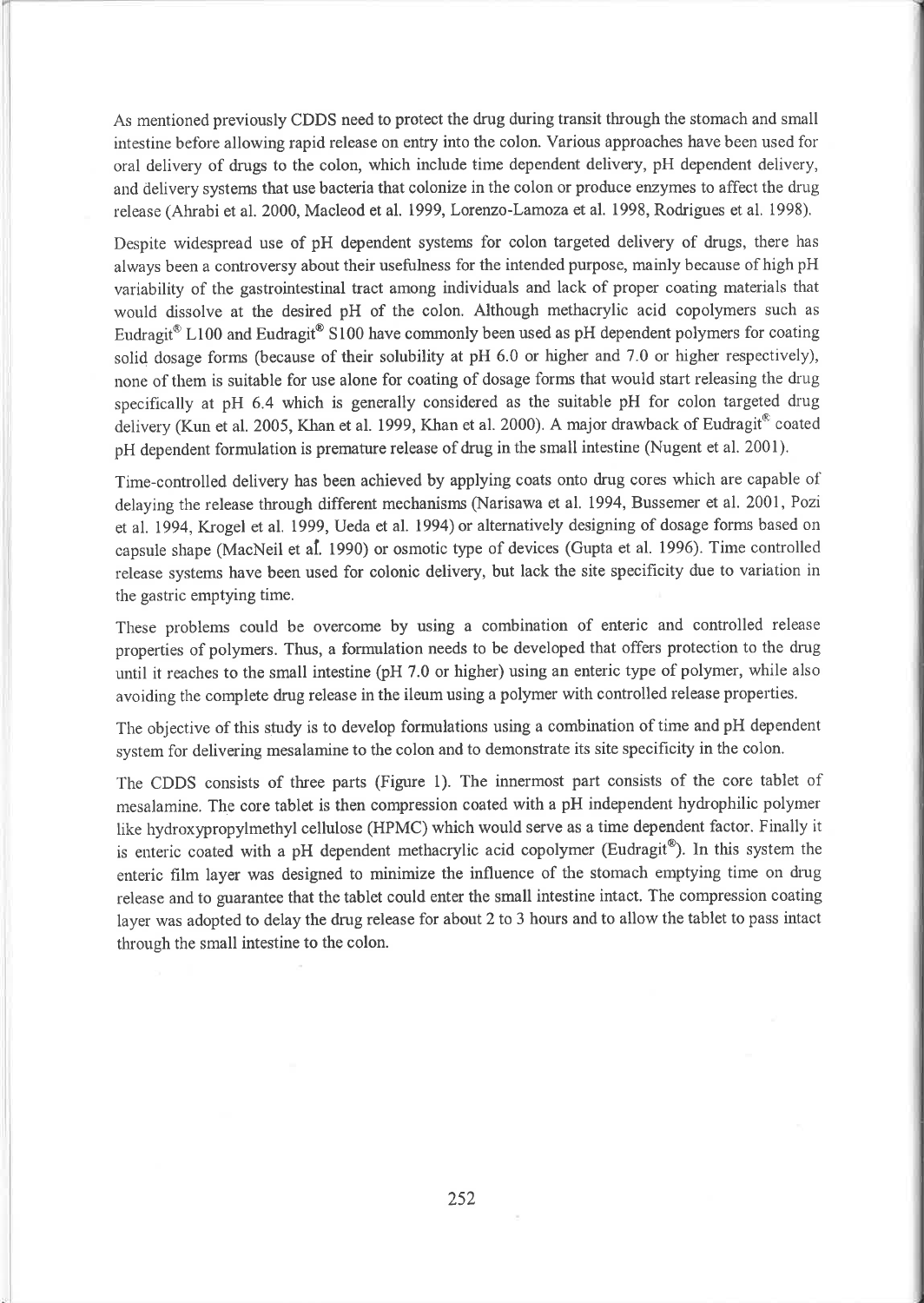As mentioned previously CDDS need to protect the drug during transit through the stomach and small intestine before allowing rapid release on entry into the colon. Various approaches have been used for oral delivery of drugs to the colon, which include time dependent delivery, pH dependent delivery, and delivery systems that use bacteria that colonize in the colon or produce enzymes to affect the drug release (Ahrabi et al. 2000, Macleod et al. 1999, Lorenzo-Lamoza et al. 1998, Rodrigues et al. 1998).

Despite widespread use of pH dependent systems for colon targeted delivery of drugs, there has always been a controversy about their usefulness for the intended purpose, mainly because of high pH variability of the gastrointestinal tract among individuals and lack of proper coating materials that would dissolve at the desired pH of the colon. Although methacrylic acid copolymers such as Eudragit® L100 and Eudragit® S100 have commonly been used as pH dependent polymers for coating solid dosage forms (because of their solubility at pH 6.0 or higher and 7.0 or higher respectively), none of them is suitable for use alone for coating of dosage forms that would start releasing the drug specifically at pH 6.4 which is generally considered as the suitable pH for colon targeted drug delivery (Kun et al. 2005, Khan et al. 1999, Khan et al. 2000). A major drawback of Eudragit® coated pH dependent formulation is premature release of drug in the small intestine (Nugent et al. 2001).

Time-controlled delivery has been achieved by applying coats onto drug cores which are capable of delaying the release through different mechanisms (Narisawa et al. 1994, Bussemer et al. 2001, Pozi et al. 1994, Krogel et al. 1999, Ueda et al. 1994) or alternatively designing of dosage forms based on capsule shape (MacNeil et al. 1990) or osmotic type of devices (Gupta et al. 1996). Time controlled release systems have been used for colonic delivery, but lack the site specificity due to variation in the gastric emptying time.

These problems could be overcome by using a combination of enteric and controlled release properties of polymers. Thus, a formulation needs to be developed that offers protection to the drug until it reaches to the small intestine (pH 7.0 or higher) using an enteric type of polymer, while also avoiding the complete drug release in the ileum using a polymer with controlled release properties.

The objective of this study is to develop formulations using a combination of time and pH dependent system for delivering mesalamine to the colon and to demonstrate its site specificity in the colon.

The CDDS consists of three parts (Figure 1). The innermost part consists of the core tablet of mesalamine. The core tablet is then compression coated with a pH independent hydrophilic polymer like hydroxypropylmethyl cellulose (HPMC) which would serve as a time dependent factor. Finally it is enteric coated with a pH dependent methacrylic acid copolymer (Eudragit®). In this system the enteric film layer was designed to minimize the influence of the stomach emptying time on drug release and to guarantee that the tablet could enter the small intestine intact. The compression coating layer was adopted to delay the drug release for about 2 to 3 hours and to allow the tablet to pass intact through the small intestine to the colon.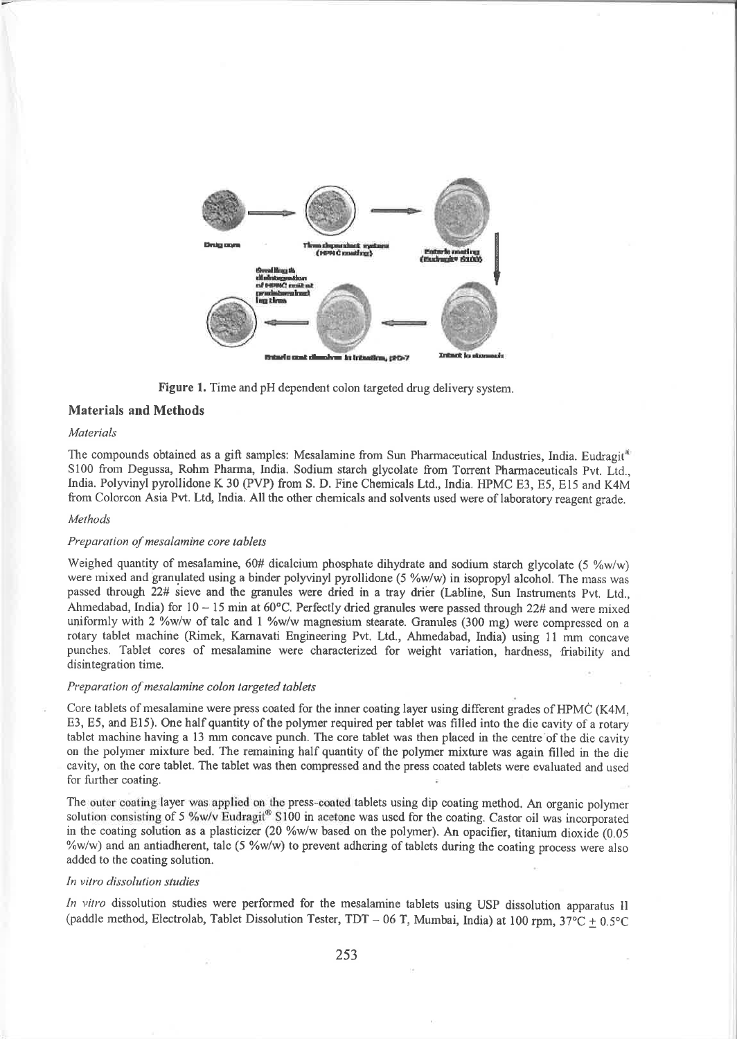Figure 1. Time and pH dependent colon targeted drug delivery system.

## Materials and Methods

### *Materials*

The compounds obtained as a gift samples: Mesalamine from Sun Pharmaceutical Industries, India. Eudragit® S100 from Degussa, Rohm Pharma, India. Sodium starch glycolate from Torrent Pharmaceuticals Pvt. Ltd., India. Polyvinyl pyrollidone K 30 (PVP) from S. D. Fine Chemicals Ltd., India. HPMC E3, E5, E15 and K4M from Colorcon Asia Pvt. Ltd, India. All the other chemicals and solvents used were of laboratory reagent grade.

### *Methods*

#### *Preparation of mesalamine core tablets*

Weighed quantity of mesalamine, 60# dicalcium phosphate dihydrate and sodium starch glycolate (5 %w/w) were mixed and granulated using a binder polyvinyl pyrollidone (5 %w/w) in isopropyl alcohol. The mass was passed through 22# sieve and the granules were dried in a tray drier (Labline, Sun Instruments Pvt. Ltd., Ahmedabad, India) for 10 – 15 min at 60°C. Perfectly dried granules were passed through 22# and were mixed uniformly with 2 %w/w of talc and 1 %w/w magnesium stearate. Granules (300 mg) were compressed on a rotary tablet machine (Rimek, Karnavati Engineering Pvt. Ltd., Ahmedabad, India) using 11 mm concave punches. Tablet cores of mesalamine were characterized for weight variation, hardness, friability and disintegration time.

#### *Preparation of mesalamine colon targeted tablets*

Core tablets of mesalamine were press coated for the inner coating layer using different grades of HPMC (K4M, E3, E5, and E15). One half quantity of the polymer required per tablet was filled into the die cavity of a rotary tablet machine having a 13 mm concave punch. The core tablet was then placed in the centre of the die cavity on the polymer mixture bed. The remaining half quantity of the polymer mixture was again filled in the die cavity, on the core tablet. The tablet was then compressed and the press coated tablets were evaluated and used for further coating.

The outer coating layer was applied on the press-coated tablets using dip coating method. An organic polymer solution consisting of 5 %w/v Eudragit® S100 in acetone was used for the coating. Castor oil was incorporated in the coating solution as a plasticizer (20 %w/w based on the polymer). An opacifier, titanium dioxide (0.05 %w/w) and an antiadherent, talc (5 %w/w) to prevent adhering of tablets during the coating process were also added to the coating solution.

#### *In vitro dissolution studies*

*In vitro* dissolution studies were performed for the mesalamine tablets using USP dissolution apparatus II (paddle method, Electrolab, Tablet Dissolution Tester, TDT – 06 T, Mumbai, India) at 100 rpm, 37°C ± 0.5°C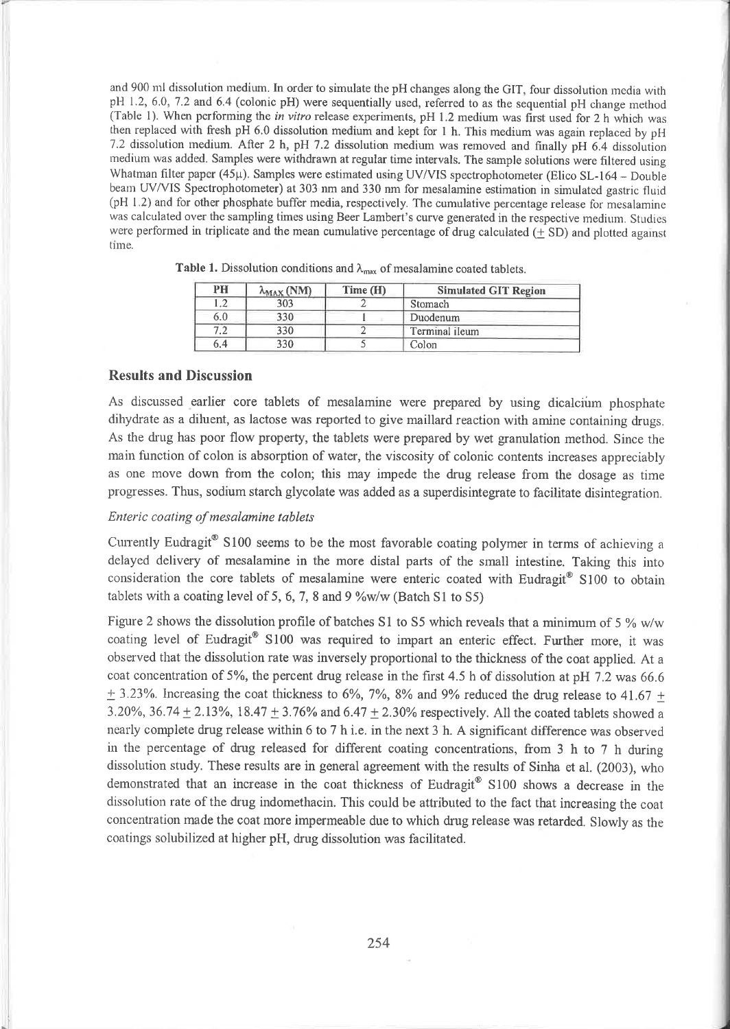and 900 ml dissolution medium. In order to simulate the pH changes along the GIT, four dissolution media with pH 1.2, 6.0, 7.2 and 6.4 (colonic pH) were sequentially used, referred to as the sequential pH change method (Table 1). When performing the *in vitro* release experiments, pH 1.2 medium was first used for 2 h which was then replaced with fresh pH 6.0 dissolution medium and kept for 1 h. This medium was again replaced by pH 7.2 dissolution medium. After 2 h, pH 7.2 dissolution medium was removed and finally pH 6.4 dissolution medium was added. Samples were withdrawn at regular time intervals. The sample solutions were filtered using Whatman filter paper (45μ). Samples were estimated using UV/VIS spectrophotometer (Elico SL-164 – Double beam UV/VIS Spectrophotometer) at 303 nm and 330 nm for mesalamine estimation in simulated gastric fluid (pH 1.2) and for other phosphate buffer media, respectively. The cumulative percentage release for mesalamine was calculated over the sampling times using Beer Lambert's curve generated in the respective medium. Studies were performed in triplicate and the mean cumulative percentage of drug calculated (± SD) and plotted against time.

**Table 1.** Dissolution conditions and $\lambda_{max}$ of mesalamine coated tablets.

| PH | $\lambda_{MAX}$ (NM) | Time (H) | Simulated GIT Region |
|---|---|---|---|
| 1.2 | 303 | 2 | Stomach |
| 6.0 | 330 | 1 | Duodenum |
| 7.2 | 330 | 2 | Terminal ileum |
| 6.4 | 330 | 5 | Colon |

## Results and Discussion

As discussed earlier core tablets of mesalamine were prepared by using dicalcium phosphate dihydrate as a diluent, as lactose was reported to give maillard reaction with amine containing drugs. As the drug has poor flow property, the tablets were prepared by wet granulation method. Since the main function of colon is absorption of water, the viscosity of colonic contents increases appreciably as one move down from the colon; this may impede the drug release from the dosage as time progresses. Thus, sodium starch glycolate was added as a superdisintegrate to facilitate disintegration.

### *Enteric coating of mesalamine tablets*

Currently Eudragit® S100 seems to be the most favorable coating polymer in terms of achieving a delayed delivery of mesalamine in the more distal parts of the small intestine. Taking this into consideration the core tablets of mesalamine were enteric coated with Eudragit® S100 to obtain tablets with a coating level of 5, 6, 7, 8 and 9 %w/w (Batch S1 to S5)

Figure 2 shows the dissolution profile of batches S1 to S5 which reveals that a minimum of 5 % w/w coating level of Eudragit® S100 was required to impart an enteric effect. Further more, it was observed that the dissolution rate was inversely proportional to the thickness of the coat applied. At a coat concentration of 5%, the percent drug release in the first 4.5 h of dissolution at pH 7.2 was 66.6 ± 3.23%. Increasing the coat thickness to 6%, 7%, 8% and 9% reduced the drug release to 41.67 ± 3.20%, 36.74 ± 2.13%, 18.47 ± 3.76% and 6.47 ± 2.30% respectively. All the coated tablets showed a nearly complete drug release within 6 to 7 h i.e. in the next 3 h. A significant difference was observed in the percentage of drug released for different coating concentrations, from 3 h to 7 h during dissolution study. These results are in general agreement with the results of Sinha et al. (2003), who demonstrated that an increase in the coat thickness of Eudragit® S100 shows a decrease in the dissolution rate of the drug indomethacin. This could be attributed to the fact that increasing the coat concentration made the coat more impermeable due to which drug release was retarded. Slowly as the coatings solubilized at higher pH, drug dissolution was facilitated.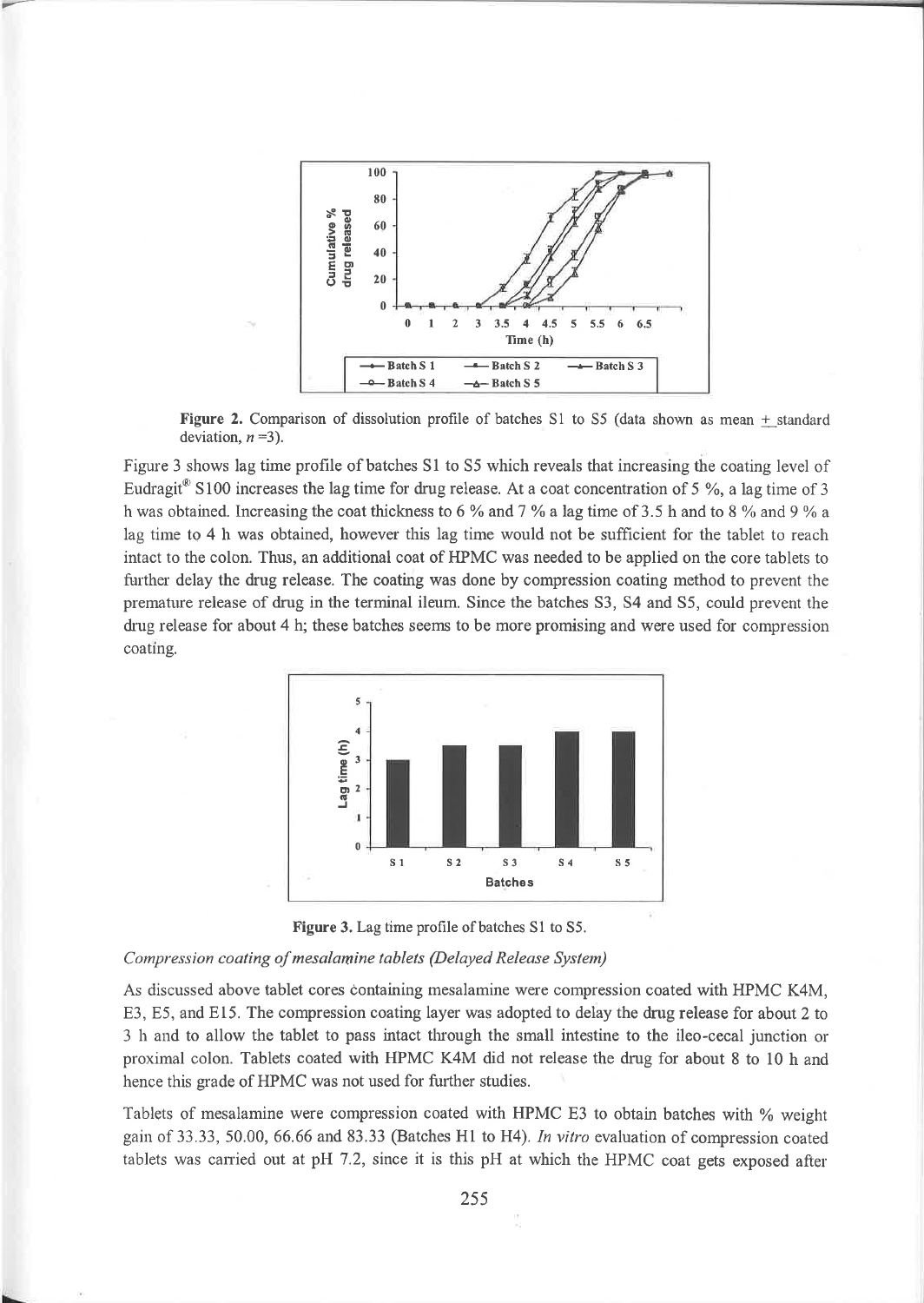Figure 2. Comparison of dissolution profile of batches S1 to S5 (data shown as mean ± standard deviation, $n$ =3).

Figure 3 shows lag time profile of batches S1 to S5 which reveals that increasing the coating level of Eudragit® S100 increases the lag time for drug release. At a coat concentration of 5 %, a lag time of 3 h was obtained. Increasing the coat thickness to 6 % and 7 % a lag time of 3.5 h and to 8 % and 9 % a lag time to 4 h was obtained, however this lag time would not be sufficient for the tablet to reach intact to the colon. Thus, an additional coat of HPMC was needed to be applied on the core tablets to further delay the drug release. The coating was done by compression coating method to prevent the premature release of drug in the terminal ileum. Since the batches S3, S4 and S5, could prevent the drug release for about 4 h; these batches seems to be more promising and were used for compression coating.

Figure 3. Lag time profile of batches S1 to S5.

*Compression coating of mesalamine tablets (Delayed Release System)*

As discussed above tablet cores containing mesalamine were compression coated with HPMC K4M, E3, E5, and E15. The compression coating layer was adopted to delay the drug release for about 2 to 3 h and to allow the tablet to pass intact through the small intestine to the ileo-cecal junction or proximal colon. Tablets coated with HPMC K4M did not release the drug for about 8 to 10 h and hence this grade of HPMC was not used for further studies.

Tablets of mesalamine were compression coated with HPMC E3 to obtain batches with % weight gain of 33.33, 50.00, 66.66 and 83.33 (Batches H1 to H4). *In vitro* evaluation of compression coated tablets was carried out at pH 7.2, since it is this pH at which the HPMC coat gets exposed after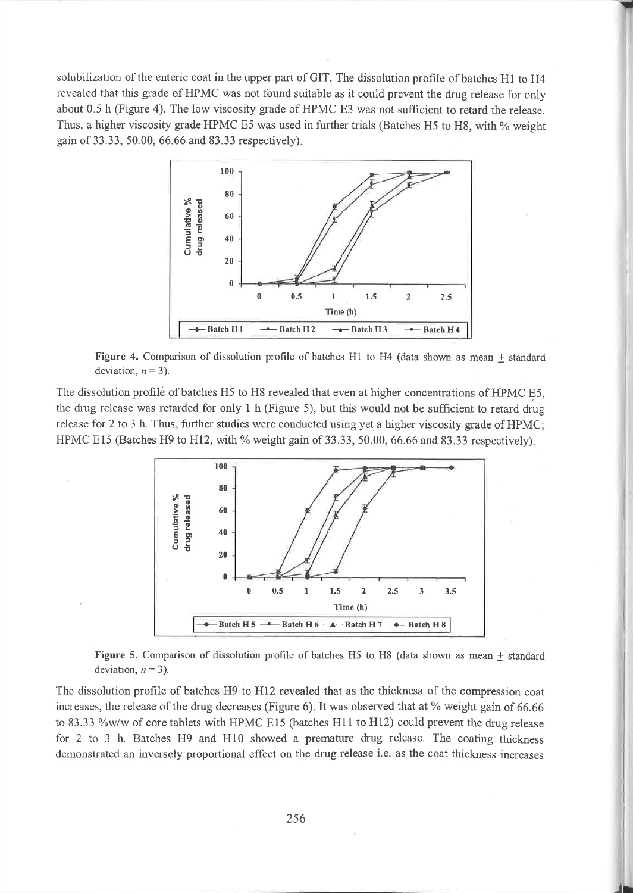solubilization of the enteric coat in the upper part of GIT. The dissolution profile of batches H1 to H4 revealed that this grade of HPMC was not found suitable as it could prevent the drug release for only about 0.5 h (Figure 4). The low viscosity grade of HPMC E3 was not sufficient to retard the release. Thus, a higher viscosity grade HPMC E5 was used in further trials (Batches H5 to H8, with % weight gain of 33.33, 50.00, 66.66 and 83.33 respectively).

**Figure 4.** Comparison of dissolution profile of batches H1 to H4 (data shown as mean ± standard deviation, $n = 3$).

The dissolution profile of batches H5 to H8 revealed that even at higher concentrations of HPMC E5, the drug release was retarded for only 1 h (Figure 5), but this would not be sufficient to retard drug release for 2 to 3 h. Thus, further studies were conducted using yet a higher viscosity grade of HPMC; HPMC E15 (Batches H9 to H12, with % weight gain of 33.33, 50.00, 66.66 and 83.33 respectively).

**Figure 5.** Comparison of dissolution profile of batches H5 to H8 (data shown as mean ± standard deviation, $n = 3$).

The dissolution profile of batches H9 to H12 revealed that as the thickness of the compression coat increases, the release of the drug decreases (Figure 6). It was observed that at % weight gain of 66.66 to 83.33 %w/w of core tablets with HPMC E15 (batches H11 to H12) could prevent the drug release for 2 to 3 h. Batches H9 and H10 showed a premature drug release. The coating thickness demonstrated an inversely proportional effect on the drug release i.e. as the coat thickness increases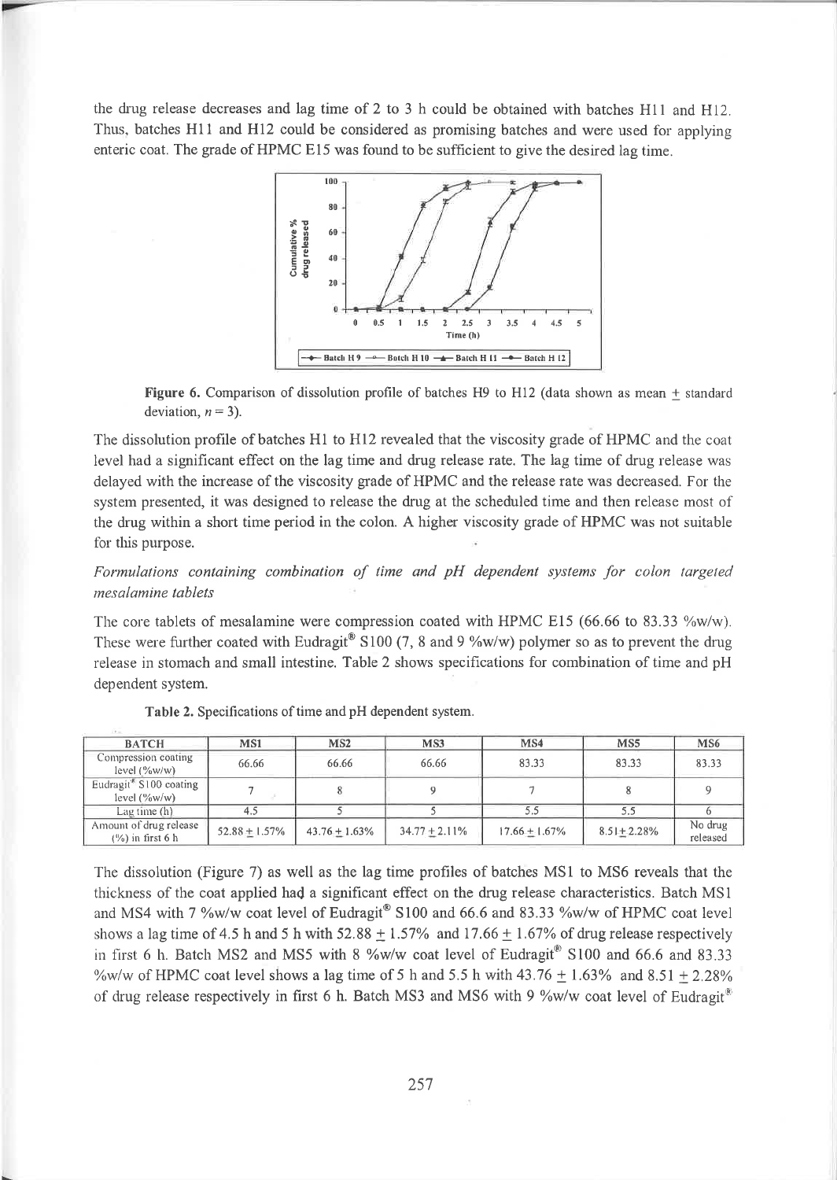the drug release decreases and lag time of 2 to 3 h could be obtained with batches H11 and H12. Thus, batches H11 and H12 could be considered as promising batches and were used for applying enteric coat. The grade of HPMC E15 was found to be sufficient to give the desired lag time.

**Figure 6.** Comparison of dissolution profile of batches H9 to H12 (data shown as mean ± standard deviation, $n = 3$).

The dissolution profile of batches H1 to H12 revealed that the viscosity grade of HPMC and the coat level had a significant effect on the lag time and drug release rate. The lag time of drug release was delayed with the increase of the viscosity grade of HPMC and the release rate was decreased. For the system presented, it was designed to release the drug at the scheduled time and then release most of the drug within a short time period in the colon. A higher viscosity grade of HPMC was not suitable for this purpose.

*Formulations containing combination of time and pH dependent systems for colon targeted mesalamine tablets*

The core tablets of mesalamine were compression coated with HPMC E15 (66.66 to 83.33 %w/w). These were further coated with Eudragit® S100 (7, 8 and 9 %w/w) polymer so as to prevent the drug release in stomach and small intestine. Table 2 shows specifications for combination of time and pH dependent system.

**Table 2.** Specifications of time and pH dependent system.

| BATCH | MS1 | MS2 | MS3 | MS4 | MS5 | MS6 |
|---|---|---|---|---|---|---|
| Compression coating level (%w/w) | 66.66 | 66.66 | 66.66 | 83.33 | 83.33 | 83.33 |
| Eudragit® S100 coating level (%w/w) | 7 | 8 | 9 | 7 | 8 | 9 |
| Lag time (h) | 4.5 | 5 | 5 | 5.5 | 5.5 | 6 |
| Amount of drug release (%) in first 6 h | 52.88 ± 1.57% | 43.76 ± 1.63% | 34.77 ± 2.11% | 17.66 ± 1.67% | 8.51 ± 2.28% | No drug released |

The dissolution (Figure 7) as well as the lag time profiles of batches MS1 to MS6 reveals that the thickness of the coat applied had a significant effect on the drug release characteristics. Batch MS1 and MS4 with 7 %w/w coat level of Eudragit® S100 and 66.6 and 83.33 %w/w of HPMC coat level shows a lag time of 4.5 h and 5 h with 52.88 ± 1.57% and 17.66 ± 1.67% of drug release respectively in first 6 h. Batch MS2 and MS5 with 8 %w/w coat level of Eudragit® S100 and 66.6 and 83.33 %w/w of HPMC coat level shows a lag time of 5 h and 5.5 h with 43.76 ± 1.63% and 8.51 ± 2.28% of drug release respectively in first 6 h. Batch MS3 and MS6 with 9 %w/w coat level of Eudragit®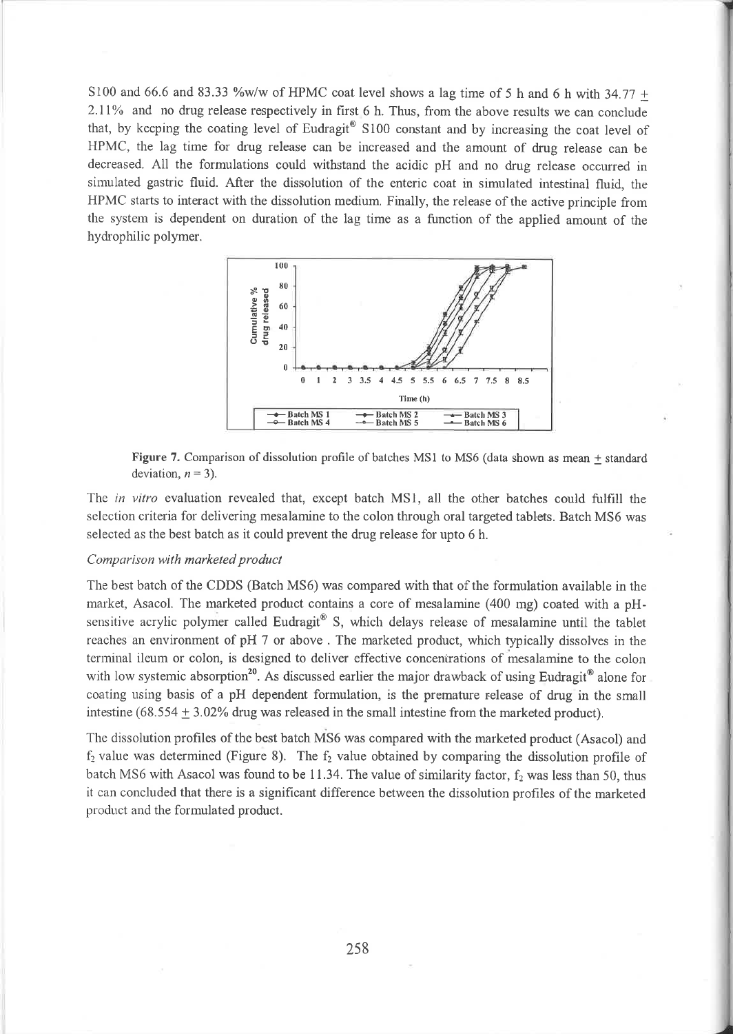S100 and 66.6 and 83.33 %w/w of HPMC coat level shows a lag time of 5 h and 6 h with 34.77 ± 2.11% and no drug release respectively in first 6 h. Thus, from the above results we can conclude that, by keeping the coating level of Eudragit® S100 constant and by increasing the coat level of HPMC, the lag time for drug release can be increased and the amount of drug release can be decreased. All the formulations could withstand the acidic pH and no drug release occurred in simulated gastric fluid. After the dissolution of the enteric coat in simulated intestinal fluid, the HPMC starts to interact with the dissolution medium. Finally, the release of the active principle from the system is dependent on duration of the lag time as a function of the applied amount of the hydrophilic polymer.

**Figure 7.** Comparison of dissolution profile of batches MS1 to MS6 (data shown as mean ± standard deviation, $n = 3$).

The *in vitro* evaluation revealed that, except batch MS1, all the other batches could fulfill the selection criteria for delivering mesalamine to the colon through oral targeted tablets. Batch MS6 was selected as the best batch as it could prevent the drug release for upto 6 h.

*Comparison with marketed product*

The best batch of the CDDS (Batch MS6) was compared with that of the formulation available in the market, Asacol. The marketed product contains a core of mesalamine (400 mg) coated with a pH-sensitive acrylic polymer called Eudragit® S, which delays release of mesalamine until the tablet reaches an environment of pH 7 or above . The marketed product, which typically dissolves in the terminal ileum or colon, is designed to deliver effective concentrations of mesalamine to the colon with low systemic absorption[20]. As discussed earlier the major drawback of using Eudragit® alone for coating using basis of a pH dependent formulation, is the premature release of drug in the small intestine (68.554 ± 3.02% drug was released in the small intestine from the marketed product).

The dissolution profiles of the best batch MS6 was compared with the marketed product (Asacol) and $f_2$ value was determined (Figure 8). The $f_2$ value obtained by comparing the dissolution profile of batch MS6 with Asacol was found to be 11.34. The value of similarity factor, $f_2$ was less than 50, thus it can concluded that there is a significant difference between the dissolution profiles of the marketed product and the formulated product.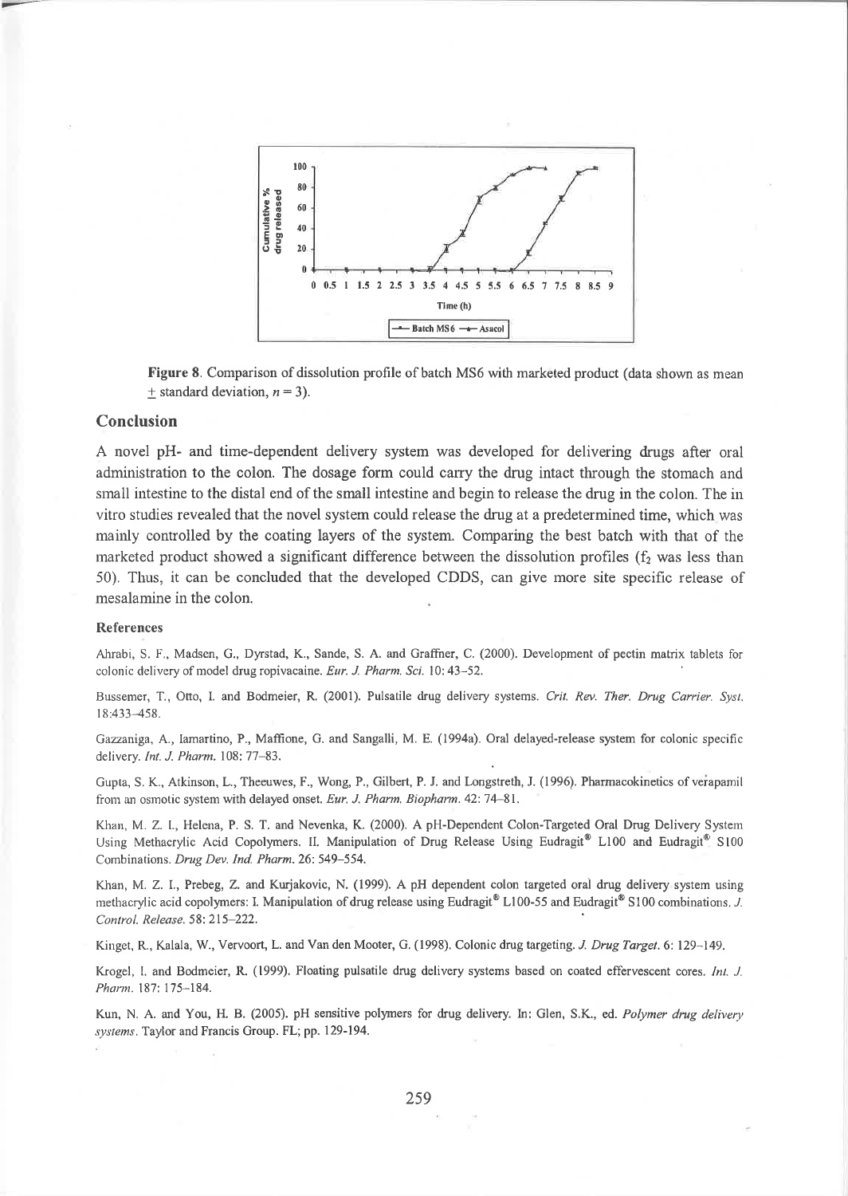Figure 8. Comparison of dissolution profile of batch MS6 with marketed product (data shown as mean ± standard deviation, $n = 3$).

## Conclusion

A novel pH- and time-dependent delivery system was developed for delivering drugs after oral administration to the colon. The dosage form could carry the drug intact through the stomach and small intestine to the distal end of the small intestine and begin to release the drug in the colon. The in vitro studies revealed that the novel system could release the drug at a predetermined time, which was mainly controlled by the coating layers of the system. Comparing the best batch with that of the marketed product showed a significant difference between the dissolution profiles ($f_2$ was less than 50). Thus, it can be concluded that the developed CDDS, can give more site specific release of mesalamine in the colon.

### References

Ahrabi, S. F., Madsen, G., Dyrstad, K., Sande, S. A. and Graffner, C. (2000). Development of pectin matrix tablets for colonic delivery of model drug ropivacaine. *Eur. J. Pharm. Sci.* 10: 43–52.

Bussemer, T., Otto, I. and Bodmeier, R. (2001). Pulsatile drug delivery systems. *Crit. Rev. Ther. Drug Carrier. Syst.* 18:433–458.

Gazzaniga, A., Iamartino, P., Maffione, G. and Sangalli, M. E. (1994a). Oral delayed-release system for colonic specific delivery. *Int. J. Pharm.* 108: 77–83.

Gupta, S. K., Atkinson, L., Theeuwes, F., Wong, P., Gilbert, P. J. and Longstreth, J. (1996). Pharmacokinetics of verapamil from an osmotic system with delayed onset. *Eur. J. Pharm. Biopharm.* 42: 74–81.

Khan, M. Z. I., Helena, P. S. T. and Nevenka, K. (2000). A pH-Dependent Colon-Targeted Oral Drug Delivery System Using Methacrylic Acid Copolymers. II. Manipulation of Drug Release Using Eudragit® L100 and Eudragit® S100 Combinations. *Drug Dev. Ind. Pharm.* 26: 549–554.

Khan, M. Z. I., Prebeg, Z. and Kurjakovic, N. (1999). A pH dependent colon targeted oral drug delivery system using methacrylic acid copolymers: I. Manipulation of drug release using Eudragit® L100-55 and Eudragit® S100 combinations. *J. Control. Release.* 58: 215–222.

Kinget, R., Kalala, W., Vervoort, L. and Van den Mooter, G. (1998). Colonic drug targeting. *J. Drug Target.* 6: 129–149.

Krogel, I. and Bodmeier, R. (1999). Floating pulsatile drug delivery systems based on coated effervescent cores. *Int. J. Pharm.* 187: 175–184.

Kun, N. A. and You, H. B. (2005). pH sensitive polymers for drug delivery. In: Glen, S.K., ed. *Polymer drug delivery systems*. Taylor and Francis Group. FL; pp. 129-194.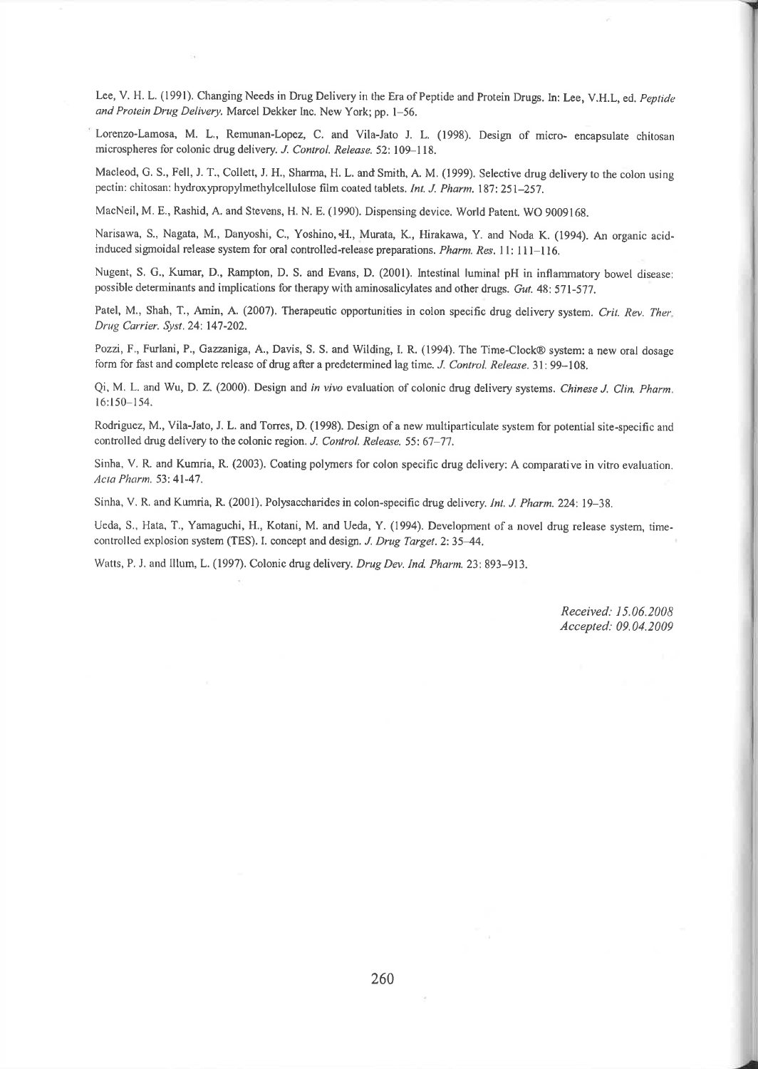Lee, V. H. L. (1991). Changing Needs in Drug Delivery in the Era of Peptide and Protein Drugs. In: Lee, V.H.L, ed. *Peptide and Protein Drug Delivery*. Marcel Dekker Inc. New York; pp. 1–56.

Lorenzo-Lamosa, M. L., Remunan-Lopez, C. and Vila-Jato J. L. (1998). Design of micro- encapsulate chitosan microspheres for colonic drug delivery. *J. Control. Release.* 52: 109–118.

Macleod, G. S., Fell, J. T., Collett, J. H., Sharma, H. L. and Smith, A. M. (1999). Selective drug delivery to the colon using pectin: chitosan: hydroxypropylmethylcellulose film coated tablets. *Int. J. Pharm.* 187: 251–257.

MacNeil, M. E., Rashid, A. and Stevens, H. N. E. (1990). Dispensing device. World Patent. WO 9009168.

Narisawa, S., Nagata, M., Danyoshi, C., Yoshino, H., Murata, K., Hirakawa, Y. and Noda K. (1994). An organic acid-induced sigmoidal release system for oral controlled-release preparations. *Pharm. Res.* 11: 111–116.

Nugent, S. G., Kumar, D., Rampton, D. S. and Evans, D. (2001). Intestinal luminal pH in inflammatory bowel disease: possible determinants and implications for therapy with aminosalicylates and other drugs. *Gut.* 48: 571-577.

Patel, M., Shah, T., Amin, A. (2007). Therapeutic opportunities in colon specific drug delivery system. *Crit. Rev. Ther. Drug Carrier. Syst.* 24: 147-202.

Pozzi, F., Furlani, P., Gazzaniga, A., Davis, S. S. and Wilding, I. R. (1994). The Time-Clock® system: a new oral dosage form for fast and complete release of drug after a predetermined lag time. *J. Control. Release.* 31: 99–108.

Qi, M. L. and Wu, D. Z. (2000). Design and *in vivo* evaluation of colonic drug delivery systems. *Chinese J. Clin. Pharm.* 16:150–154.

Rodriguez, M., Vila-Jato, J. L. and Torres, D. (1998). Design of a new multiparticulate system for potential site-specific and controlled drug delivery to the colonic region. *J. Control. Release.* 55: 67–77.

Sinha, V. R. and Kumria, R. (2003). Coating polymers for colon specific drug delivery: A comparative in vitro evaluation. *Acta Pharm.* 53: 41-47.

Sinha, V. R. and Kumria, R. (2001). Polysaccharides in colon-specific drug delivery. *Int. J. Pharm.* 224: 19–38.

Ueda, S., Hata, T., Yamaguchi, H., Kotani, M. and Ueda, Y. (1994). Development of a novel drug release system, time-controlled explosion system (TES). I. concept and design. *J. Drug Target.* 2: 35–44.

Watts, P. J. and Illum, L. (1997). Colonic drug delivery. *Drug Dev. Ind. Pharm.* 23: 893–913.

*Received: 15.06.2008*
*Accepted: 09.04.2009*